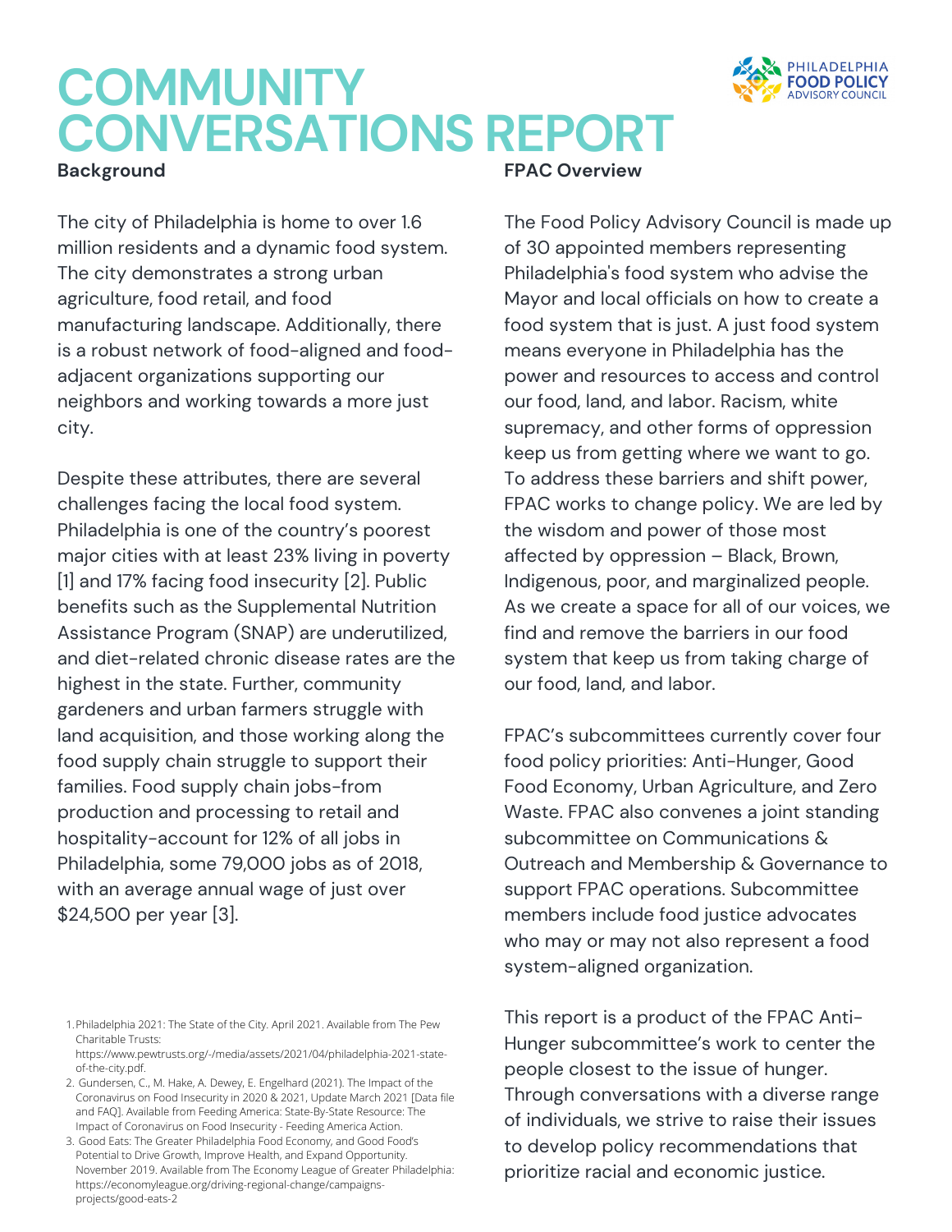# COMMUNITY CONVERSATIONS REPORT

PHILADELPHIA FOOD POLICY ADVISORY COUNCIL

## Background

The city of Philadelphia is home to over 1.6 million residents and a dynamic food system. The city demonstrates a strong urban agriculture, food retail, and food manufacturing landscape. Additionally, there is a robust network of food-aligned and food-adjacent organizations supporting our neighbors and working towards a more just city.

Despite these attributes, there are several challenges facing the local food system. Philadelphia is one of the country's poorest major cities with at least 23% living in poverty [1] and 17% facing food insecurity [2]. Public benefits such as the Supplemental Nutrition Assistance Program (SNAP) are underutilized, and diet-related chronic disease rates are the highest in the state. Further, community gardeners and urban farmers struggle with land acquisition, and those working along the food supply chain struggle to support their families. Food supply chain jobs-from production and processing to retail and hospitality-account for 12% of all jobs in Philadelphia, some 79,000 jobs as of 2018, with an average annual wage of just over $24,500 per year [3].

1. Philadelphia 2021: The State of the City. April 2021. Available from The Pew Charitable Trusts: https://www.pewtrusts.org/-/media/assets/2021/04/philadelphia-2021-state-of-the-city.pdf.
2. Gundersen, C., M. Hake, A. Dewey, E. Engelhard (2021). The Impact of the Coronavirus on Food Insecurity in 2020 & 2021, Update March 2021 [Data file and FAQ]. Available from Feeding America: State-By-State Resource: The Impact of Coronavirus on Food Insecurity - Feeding America Action.
3. Good Eats: The Greater Philadelphia Food Economy, and Good Food's Potential to Drive Growth, Improve Health, and Expand Opportunity. November 2019. Available from The Economy League of Greater Philadelphia: https://economyleague.org/driving-regional-change/campaigns-projects/good-eats-2

## FPAC Overview

The Food Policy Advisory Council is made up of 30 appointed members representing Philadelphia's food system who advise the Mayor and local officials on how to create a food system that is just. A just food system means everyone in Philadelphia has the power and resources to access and control our food, land, and labor. Racism, white supremacy, and other forms of oppression keep us from getting where we want to go. To address these barriers and shift power, FPAC works to change policy. We are led by the wisdom and power of those most affected by oppression – Black, Brown, Indigenous, poor, and marginalized people. As we create a space for all of our voices, we find and remove the barriers in our food system that keep us from taking charge of our food, land, and labor.

FPAC's subcommittees currently cover four food policy priorities: Anti-Hunger, Good Food Economy, Urban Agriculture, and Zero Waste. FPAC also convenes a joint standing subcommittee on Communications & Outreach and Membership & Governance to support FPAC operations. Subcommittee members include food justice advocates who may or may not also represent a food system-aligned organization.

This report is a product of the FPAC Anti-Hunger subcommittee's work to center the people closest to the issue of hunger. Through conversations with a diverse range of individuals, we strive to raise their issues to develop policy recommendations that prioritize racial and economic justice.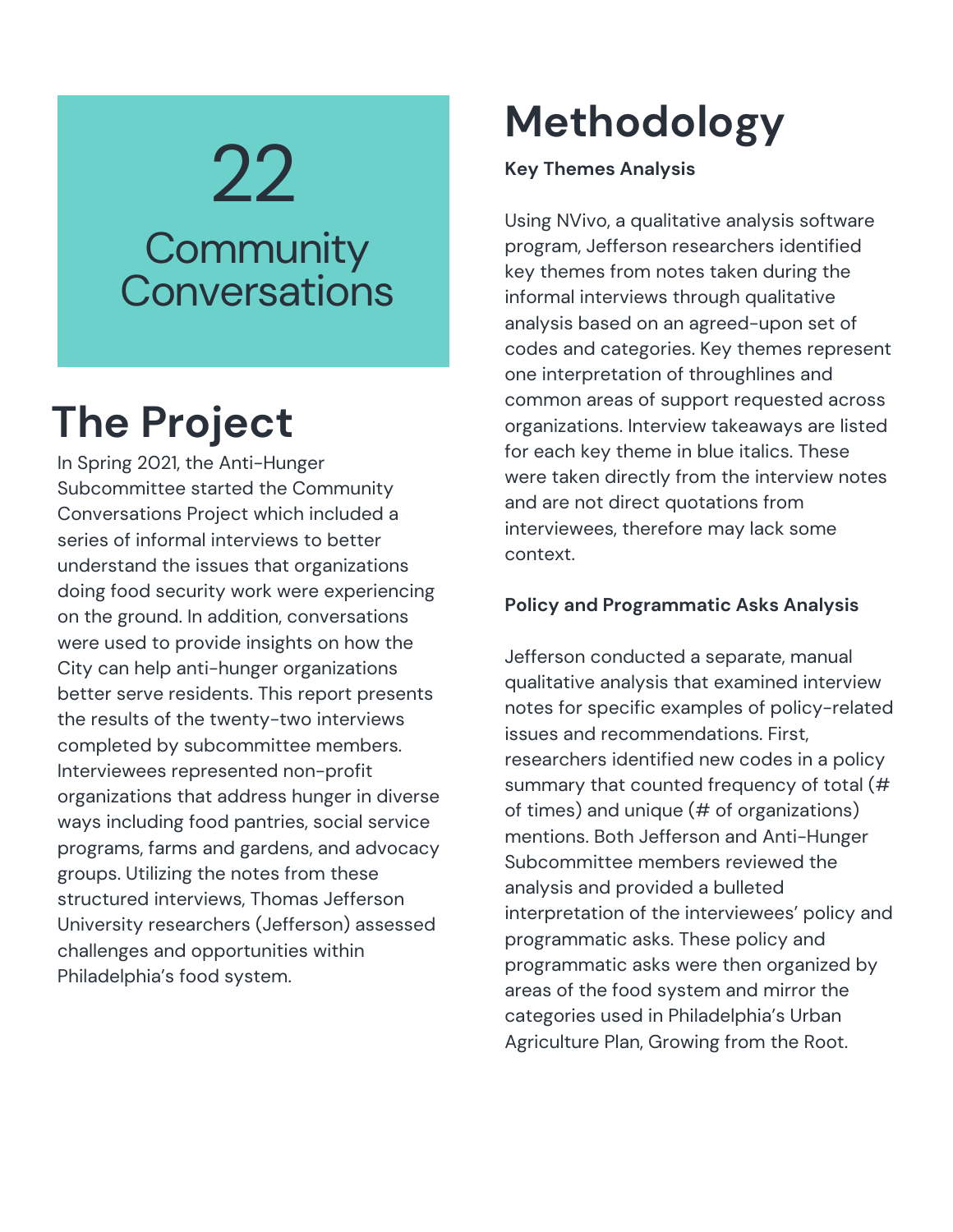22

Community Conversations

# The Project

In Spring 2021, the Anti-Hunger Subcommittee started the Community Conversations Project which included a series of informal interviews to better understand the issues that organizations doing food security work were experiencing on the ground. In addition, conversations were used to provide insights on how the City can help anti-hunger organizations better serve residents. This report presents the results of the twenty-two interviews completed by subcommittee members. Interviewees represented non-profit organizations that address hunger in diverse ways including food pantries, social service programs, farms and gardens, and advocacy groups. Utilizing the notes from these structured interviews, Thomas Jefferson University researchers (Jefferson) assessed challenges and opportunities within Philadelphia's food system.

# Methodology

**Key Themes Analysis**

Using NVivo, a qualitative analysis software program, Jefferson researchers identified key themes from notes taken during the informal interviews through qualitative analysis based on an agreed-upon set of codes and categories. Key themes represent one interpretation of throughlines and common areas of support requested across organizations. Interview takeaways are listed for each key theme in blue italics. These were taken directly from the interview notes and are not direct quotations from interviewees, therefore may lack some context.

**Policy and Programmatic Asks Analysis**

Jefferson conducted a separate, manual qualitative analysis that examined interview notes for specific examples of policy-related issues and recommendations. First, researchers identified new codes in a policy summary that counted frequency of total (# of times) and unique (# of organizations) mentions. Both Jefferson and Anti-Hunger Subcommittee members reviewed the analysis and provided a bulleted interpretation of the interviewees' policy and programmatic asks. These policy and programmatic asks were then organized by areas of the food system and mirror the categories used in Philadelphia's Urban Agriculture Plan, Growing from the Root.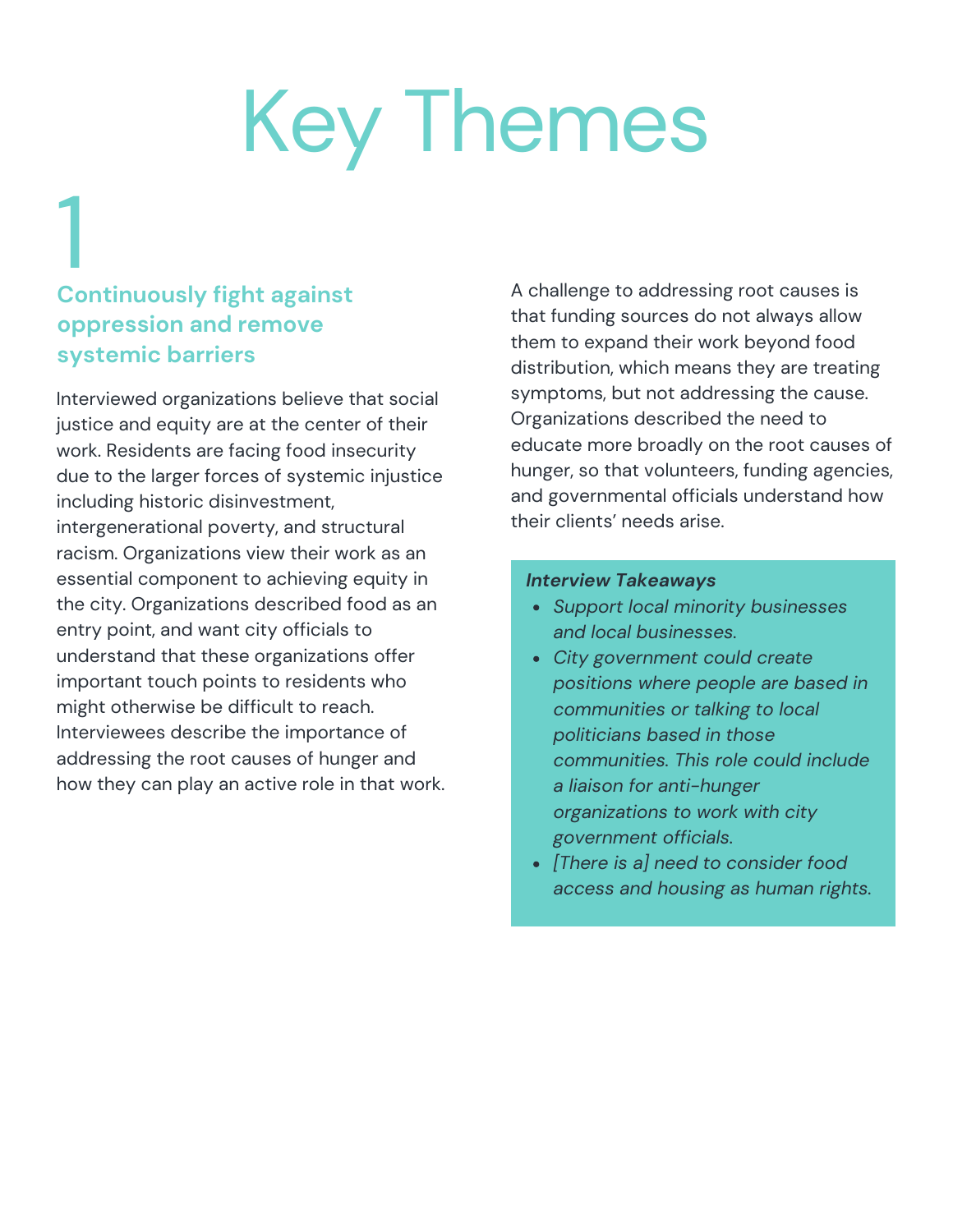# Key Themes

## 1

### Continuously fight against oppression and remove systemic barriers

Interviewed organizations believe that social justice and equity are at the center of their work. Residents are facing food insecurity due to the larger forces of systemic injustice including historic disinvestment, intergenerational poverty, and structural racism. Organizations view their work as an essential component to achieving equity in the city. Organizations described food as an entry point, and want city officials to understand that these organizations offer important touch points to residents who might otherwise be difficult to reach. Interviewees describe the importance of addressing the root causes of hunger and how they can play an active role in that work.

A challenge to addressing root causes is that funding sources do not always allow them to expand their work beyond food distribution, which means they are treating symptoms, but not addressing the cause. Organizations described the need to educate more broadly on the root causes of hunger, so that volunteers, funding agencies, and governmental officials understand how their clients' needs arise.

***Interview Takeaways***

- *Support local minority businesses and local businesses.*
- *City government could create positions where people are based in communities or talking to local politicians based in those communities. This role could include a liaison for anti-hunger organizations to work with city government officials.*
- *[There is a] need to consider food access and housing as human rights.*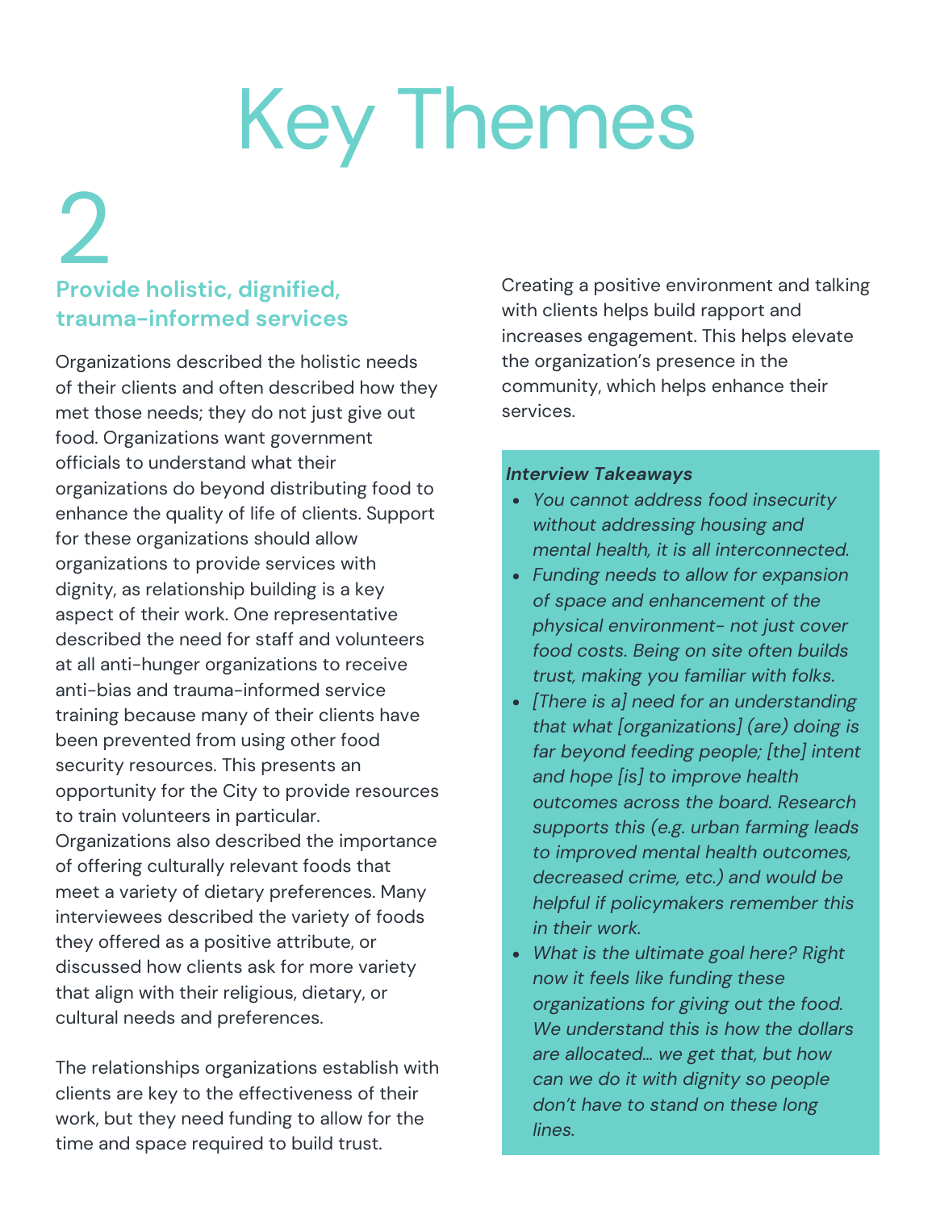# Key Themes

## 2

### Provide holistic, dignified, trauma-informed services

Organizations described the holistic needs of their clients and often described how they met those needs; they do not just give out food. Organizations want government officials to understand what their organizations do beyond distributing food to enhance the quality of life of clients. Support for these organizations should allow organizations to provide services with dignity, as relationship building is a key aspect of their work. One representative described the need for staff and volunteers at all anti-hunger organizations to receive anti-bias and trauma-informed service training because many of their clients have been prevented from using other food security resources. This presents an opportunity for the City to provide resources to train volunteers in particular. Organizations also described the importance of offering culturally relevant foods that meet a variety of dietary preferences. Many interviewees described the variety of foods they offered as a positive attribute, or discussed how clients ask for more variety that align with their religious, dietary, or cultural needs and preferences.

The relationships organizations establish with clients are key to the effectiveness of their work, but they need funding to allow for the time and space required to build trust. Creating a positive environment and talking with clients helps build rapport and increases engagement. This helps elevate the organization's presence in the community, which helps enhance their services.

***Interview Takeaways***

- *You cannot address food insecurity without addressing housing and mental health, it is all interconnected.*
- *Funding needs to allow for expansion of space and enhancement of the physical environment- not just cover food costs. Being on site often builds trust, making you familiar with folks.*
- *[There is a] need for an understanding that what [organizations] (are) doing is far beyond feeding people; [the] intent and hope [is] to improve health outcomes across the board. Research supports this (e.g. urban farming leads to improved mental health outcomes, decreased crime, etc.) and would be helpful if policymakers remember this in their work.*
- *What is the ultimate goal here? Right now it feels like funding these organizations for giving out the food. We understand this is how the dollars are allocated... we get that, but how can we do it with dignity so people don't have to stand on these long lines.*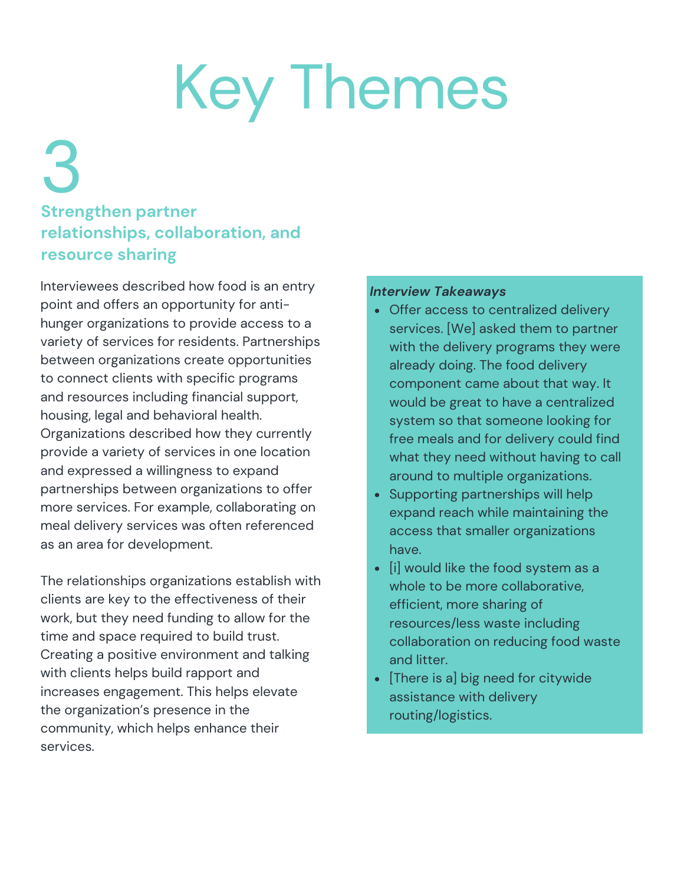# Key Themes

## 3

### Strengthen partner relationships, collaboration, and resource sharing

Interviewees described how food is an entry point and offers an opportunity for anti-hunger organizations to provide access to a variety of services for residents. Partnerships between organizations create opportunities to connect clients with specific programs and resources including financial support, housing, legal and behavioral health. Organizations described how they currently provide a variety of services in one location and expressed a willingness to expand partnerships between organizations to offer more services. For example, collaborating on meal delivery services was often referenced as an area for development.

The relationships organizations establish with clients are key to the effectiveness of their work, but they need funding to allow for the time and space required to build trust. Creating a positive environment and talking with clients helps build rapport and increases engagement. This helps elevate the organization's presence in the community, which helps enhance their services.

***Interview Takeaways***

- Offer access to centralized delivery services. [We] asked them to partner with the delivery programs they were already doing. The food delivery component came about that way. It would be great to have a centralized system so that someone looking for free meals and for delivery could find what they need without having to call around to multiple organizations.
- Supporting partnerships will help expand reach while maintaining the access that smaller organizations have.
- [i] would like the food system as a whole to be more collaborative, efficient, more sharing of resources/less waste including collaboration on reducing food waste and litter.
- [There is a] big need for citywide assistance with delivery routing/logistics.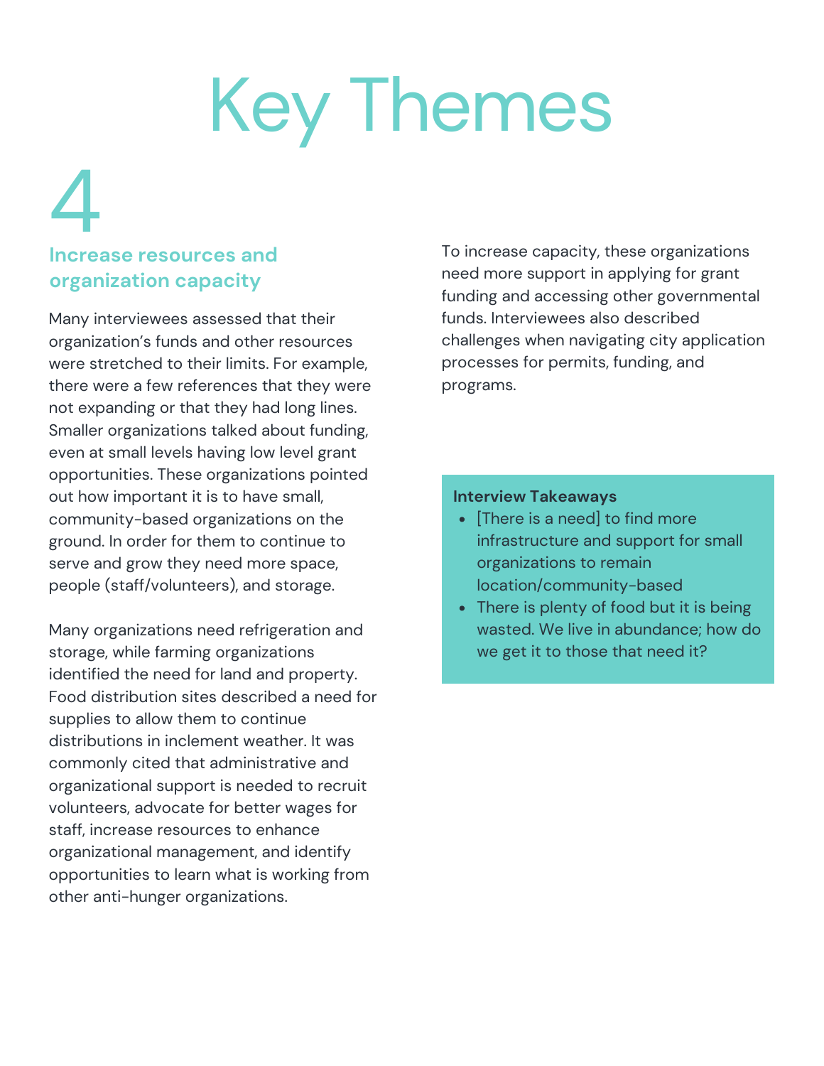# Key Themes

## 4

### Increase resources and organization capacity

Many interviewees assessed that their organization's funds and other resources were stretched to their limits. For example, there were a few references that they were not expanding or that they had long lines. Smaller organizations talked about funding, even at small levels having low level grant opportunities. These organizations pointed out how important it is to have small, community-based organizations on the ground. In order for them to continue to serve and grow they need more space, people (staff/volunteers), and storage.

Many organizations need refrigeration and storage, while farming organizations identified the need for land and property. Food distribution sites described a need for supplies to allow them to continue distributions in inclement weather. It was commonly cited that administrative and organizational support is needed to recruit volunteers, advocate for better wages for staff, increase resources to enhance organizational management, and identify opportunities to learn what is working from other anti-hunger organizations.

To increase capacity, these organizations need more support in applying for grant funding and accessing other governmental funds. Interviewees also described challenges when navigating city application processes for permits, funding, and programs.

**Interview Takeaways**

- [There is a need] to find more infrastructure and support for small organizations to remain location/community-based
- There is plenty of food but it is being wasted. We live in abundance; how do we get it to those that need it?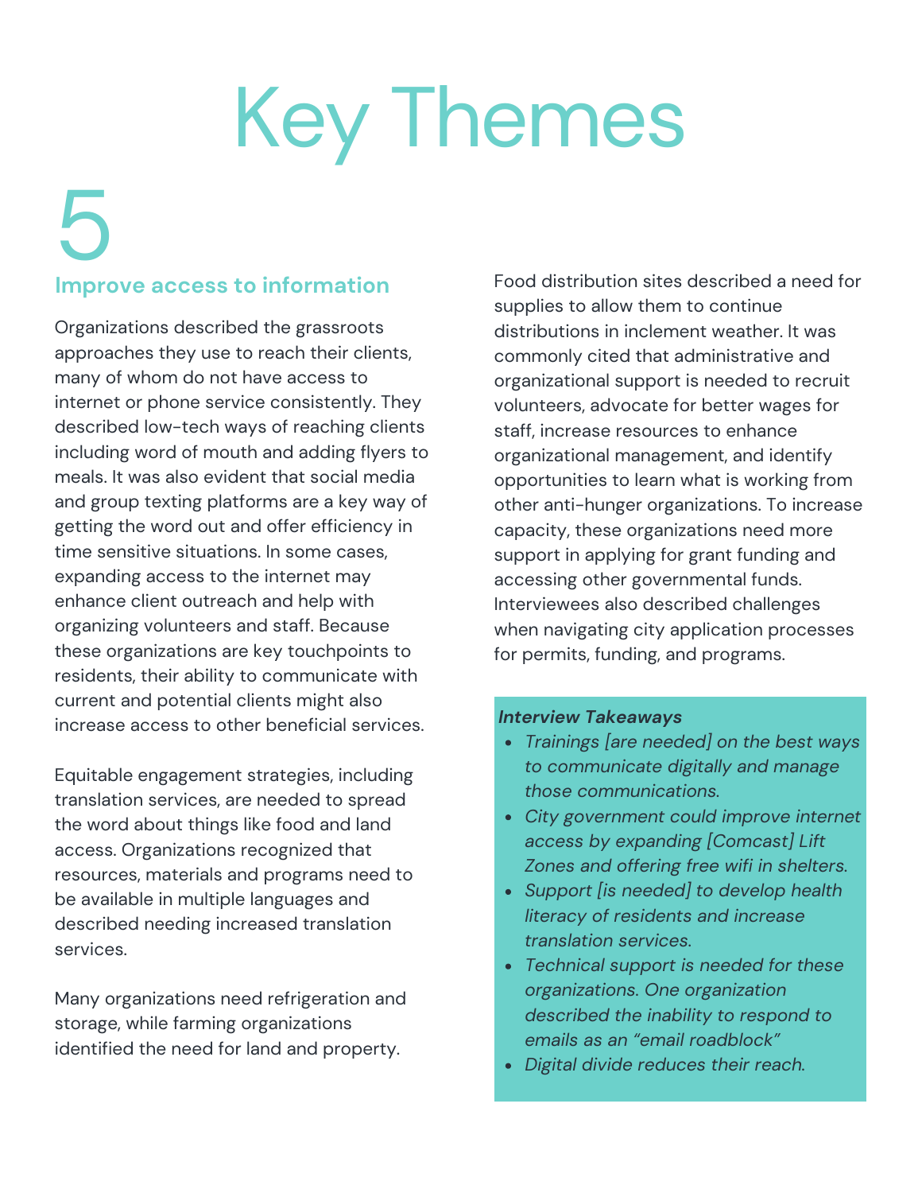# Key Themes

## 5

### Improve access to information

Organizations described the grassroots approaches they use to reach their clients, many of whom do not have access to internet or phone service consistently. They described low-tech ways of reaching clients including word of mouth and adding flyers to meals. It was also evident that social media and group texting platforms are a key way of getting the word out and offer efficiency in time sensitive situations. In some cases, expanding access to the internet may enhance client outreach and help with organizing volunteers and staff. Because these organizations are key touchpoints to residents, their ability to communicate with current and potential clients might also increase access to other beneficial services.

Equitable engagement strategies, including translation services, are needed to spread the word about things like food and land access. Organizations recognized that resources, materials and programs need to be available in multiple languages and described needing increased translation services.

Many organizations need refrigeration and storage, while farming organizations identified the need for land and property.

Food distribution sites described a need for supplies to allow them to continue distributions in inclement weather. It was commonly cited that administrative and organizational support is needed to recruit volunteers, advocate for better wages for staff, increase resources to enhance organizational management, and identify opportunities to learn what is working from other anti-hunger organizations. To increase capacity, these organizations need more support in applying for grant funding and accessing other governmental funds. Interviewees also described challenges when navigating city application processes for permits, funding, and programs.

***Interview Takeaways***

- *Trainings [are needed] on the best ways to communicate digitally and manage those communications.*
- *City government could improve internet access by expanding [Comcast] Lift Zones and offering free wifi in shelters.*
- *Support [is needed] to develop health literacy of residents and increase translation services.*
- *Technical support is needed for these organizations. One organization described the inability to respond to emails as an "email roadblock"*
- *Digital divide reduces their reach.*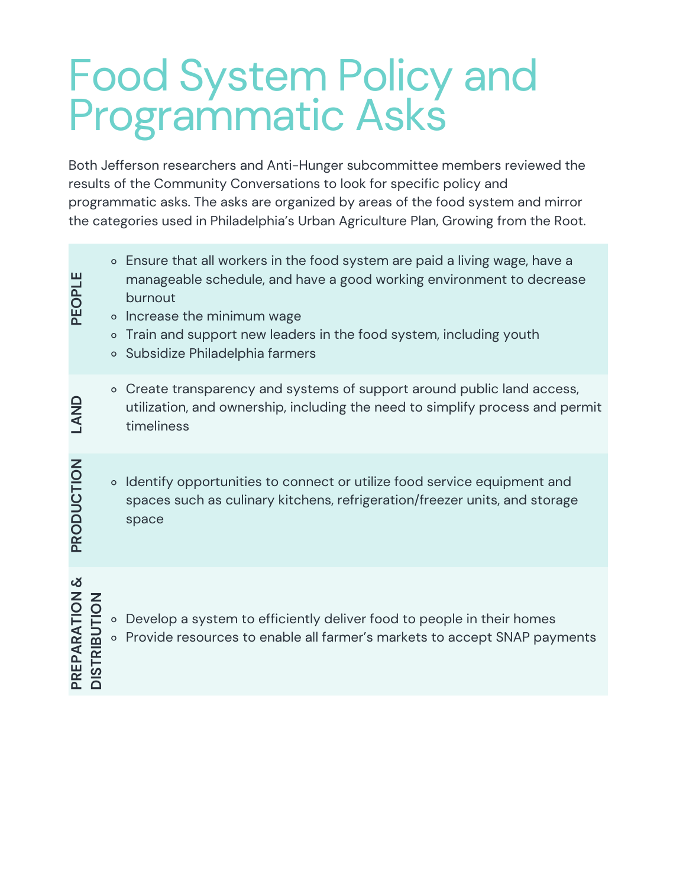# Food System Policy and Programmatic Asks

Both Jefferson researchers and Anti-Hunger subcommittee members reviewed the results of the Community Conversations to look for specific policy and programmatic asks. The asks are organized by areas of the food system and mirror the categories used in Philadelphia's Urban Agriculture Plan, Growing from the Root.

| Area | Asks |
|---|---|
| **PEOPLE** | • Ensure that all workers in the food system are paid a living wage, have a manageable schedule, and have a good working environment to decrease burnout<br>• Increase the minimum wage<br>• Train and support new leaders in the food system, including youth<br>• Subsidize Philadelphia farmers |
| **LAND** | • Create transparency and systems of support around public land access, utilization, and ownership, including the need to simplify process and permit timeliness |
| **PRODUCTION** | • Identify opportunities to connect or utilize food service equipment and spaces such as culinary kitchens, refrigeration/freezer units, and storage space |
| **PREPARATION & DISTRIBUTION** | • Develop a system to efficiently deliver food to people in their homes<br>• Provide resources to enable all farmer's markets to accept SNAP payments |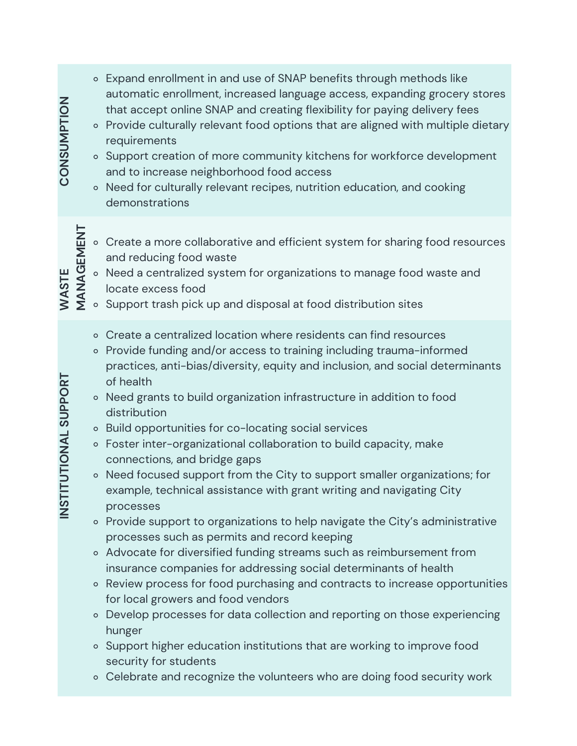| | |
|---|---|
| **CONSUMPTION** | <ul><li>Expand enrollment in and use of SNAP benefits through methods like automatic enrollment, increased language access, expanding grocery stores that accept online SNAP and creating flexibility for paying delivery fees</li><li>Provide culturally relevant food options that are aligned with multiple dietary requirements</li><li>Support creation of more community kitchens for workforce development and to increase neighborhood food access</li><li>Need for culturally relevant recipes, nutrition education, and cooking demonstrations</li></ul> |
| **WASTE MANAGEMENT** | <ul><li>Create a more collaborative and efficient system for sharing food resources and reducing food waste</li><li>Need a centralized system for organizations to manage food waste and locate excess food</li><li>Support trash pick up and disposal at food distribution sites</li></ul> |
| **INSTITUTIONAL SUPPORT** | <ul><li>Create a centralized location where residents can find resources</li><li>Provide funding and/or access to training including trauma-informed practices, anti-bias/diversity, equity and inclusion, and social determinants of health</li><li>Need grants to build organization infrastructure in addition to food distribution</li><li>Build opportunities for co-locating social services</li><li>Foster inter-organizational collaboration to build capacity, make connections, and bridge gaps</li><li>Need focused support from the City to support smaller organizations; for example, technical assistance with grant writing and navigating City processes</li><li>Provide support to organizations to help navigate the City's administrative processes such as permits and record keeping</li><li>Advocate for diversified funding streams such as reimbursement from insurance companies for addressing social determinants of health</li><li>Review process for food purchasing and contracts to increase opportunities for local growers and food vendors</li><li>Develop processes for data collection and reporting on those experiencing hunger</li><li>Support higher education institutions that are working to improve food security for students</li><li>Celebrate and recognize the volunteers who are doing food security work</li></ul> |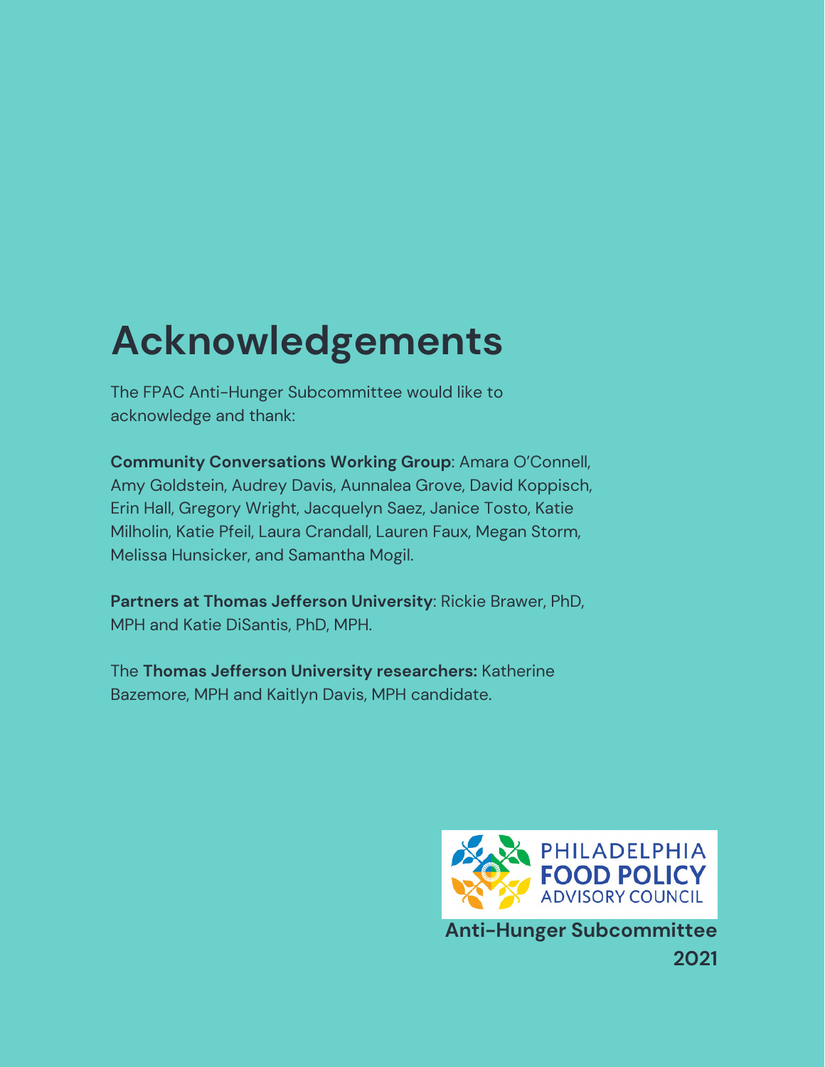# Acknowledgements

The FPAC Anti-Hunger Subcommittee would like to acknowledge and thank:

**Community Conversations Working Group**: Amara O'Connell, Amy Goldstein, Audrey Davis, Aunnalea Grove, David Koppisch, Erin Hall, Gregory Wright, Jacquelyn Saez, Janice Tosto, Katie Milholin, Katie Pfeil, Laura Crandall, Lauren Faux, Megan Storm, Melissa Hunsicker, and Samantha Mogil.

**Partners at Thomas Jefferson University**: Rickie Brawer, PhD, MPH and Katie DiSantis, PhD, MPH.

The **Thomas Jefferson University researchers:** Katherine Bazemore, MPH and Kaitlyn Davis, MPH candidate.

PHILADELPHIA FOOD POLICY ADVISORY COUNCIL

**Anti-Hunger Subcommittee**

**2021**